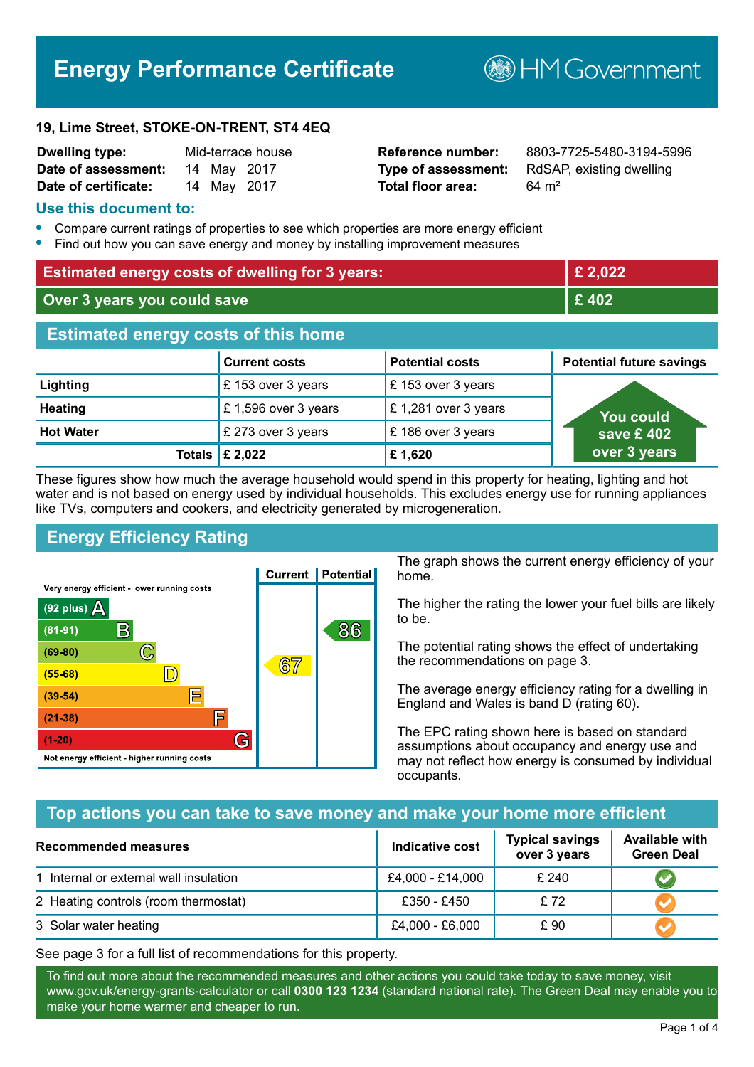# Energy Performance Certificate

HM Government

**19, Lime Street, STOKE-ON-TRENT, ST4 4EQ**

| | | | |
|---|---|---|---|
| **Dwelling type:** | Mid-terrace house | **Reference number:** | 8803-7725-5480-3194-5996 |
| **Date of assessment:** | 14 May 2017 | **Type of assessment:** | RdSAP, existing dwelling |
| **Date of certificate:** | 14 May 2017 | **Total floor area:** | 64 m² |

## Use this document to:

- Compare current ratings of properties to see which properties are more energy efficient
- Find out how you can save energy and money by installing improvement measures

| | |
|---|---|
| **Estimated energy costs of dwelling for 3 years:** | **£ 2,022** |
| **Over 3 years you could save** | **£ 402** |

## Estimated energy costs of this home

| | Current costs | Potential costs | Potential future savings |
|---|---|---|---|
| **Lighting** | £ 153 over 3 years | £ 153 over 3 years | You could save £ 402 over 3 years |
| **Heating** | £ 1,596 over 3 years | £ 1,281 over 3 years | |
| **Hot Water** | £ 273 over 3 years | £ 186 over 3 years | |
| **Totals** | **£ 2,022** | **£ 1,620** | |

These figures show how much the average household would spend in this property for heating, lighting and hot water and is not based on energy used by individual households. This excludes energy use for running appliances like TVs, computers and cookers, and electricity generated by microgeneration.

## Energy Efficiency Rating

| Rating | Current | Potential |
|---|---|---|
| Very energy efficient - lower running costs | | |
| (92 plus) A | | |
| (81-91) B | | 86 |
| (69-80) C | | |
| (55-68) D | 67 | |
| (39-54) E | | |
| (21-38) F | | |
| (1-20) G | | |
| Not energy efficient - higher running costs | | |

The graph shows the current energy efficiency of your home.

The higher the rating the lower your fuel bills are likely to be.

The potential rating shows the effect of undertaking the recommendations on page 3.

The average energy efficiency rating for a dwelling in England and Wales is band D (rating 60).

The EPC rating shown here is based on standard assumptions about occupancy and energy use and may not reflect how energy is consumed by individual occupants.

## Top actions you can take to save money and make your home more efficient

| Recommended measures | Indicative cost | Typical savings over 3 years | Available with Green Deal |
|---|---|---|---|
| 1 Internal or external wall insulation | £4,000 - £14,000 | £ 240 | ✔ |
| 2 Heating controls (room thermostat) | £350 - £450 | £ 72 | ✔ |
| 3 Solar water heating | £4,000 - £6,000 | £ 90 | ✔ |

See page 3 for a full list of recommendations for this property.

To find out more about the recommended measures and other actions you could take today to save money, visit www.gov.uk/energy-grants-calculator or call **0300 123 1234** (standard national rate). The Green Deal may enable you to make your home warmer and cheaper to run.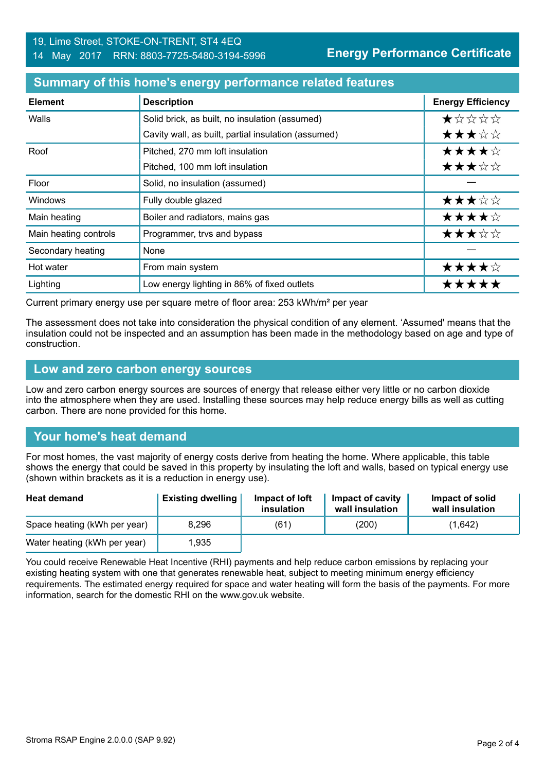19, Lime Street, STOKE-ON-TRENT, ST4 4EQ
14 May 2017 RRN: 8803-7725-5480-3194-5996

**Energy Performance Certificate**

## Summary of this home's energy performance related features

| Element | Description | Energy Efficiency |
|---|---|---|
| Walls | Solid brick, as built, no insulation (assumed) | ★☆☆☆☆ |
| | Cavity wall, as built, partial insulation (assumed) | ★★★☆☆ |
| Roof | Pitched, 270 mm loft insulation | ★★★★☆ |
| | Pitched, 100 mm loft insulation | ★★★☆☆ |
| Floor | Solid, no insulation (assumed) | — |
| Windows | Fully double glazed | ★★★☆☆ |
| Main heating | Boiler and radiators, mains gas | ★★★★☆ |
| Main heating controls | Programmer, trvs and bypass | ★★★☆☆ |
| Secondary heating | None | — |
| Hot water | From main system | ★★★★☆ |
| Lighting | Low energy lighting in 86% of fixed outlets | ★★★★★ |

Current primary energy use per square metre of floor area: 253 kWh/m² per year

The assessment does not take into consideration the physical condition of any element. 'Assumed' means that the insulation could not be inspected and an assumption has been made in the methodology based on age and type of construction.

## Low and zero carbon energy sources

Low and zero carbon energy sources are sources of energy that release either very little or no carbon dioxide into the atmosphere when they are used. Installing these sources may help reduce energy bills as well as cutting carbon. There are none provided for this home.

## Your home's heat demand

For most homes, the vast majority of energy costs derive from heating the home. Where applicable, this table shows the energy that could be saved in this property by insulating the loft and walls, based on typical energy use (shown within brackets as it is a reduction in energy use).

| Heat demand | Existing dwelling | Impact of loft insulation | Impact of cavity wall insulation | Impact of solid wall insulation |
|---|---|---|---|---|
| Space heating (kWh per year) | 8,296 | (61) | (200) | (1,642) |
| Water heating (kWh per year) | 1,935 | | | |

You could receive Renewable Heat Incentive (RHI) payments and help reduce carbon emissions by replacing your existing heating system with one that generates renewable heat, subject to meeting minimum energy efficiency requirements. The estimated energy required for space and water heating will form the basis of the payments. For more information, search for the domestic RHI on the www.gov.uk website.

Stroma RSAP Engine 2.0.0.0 (SAP 9.92)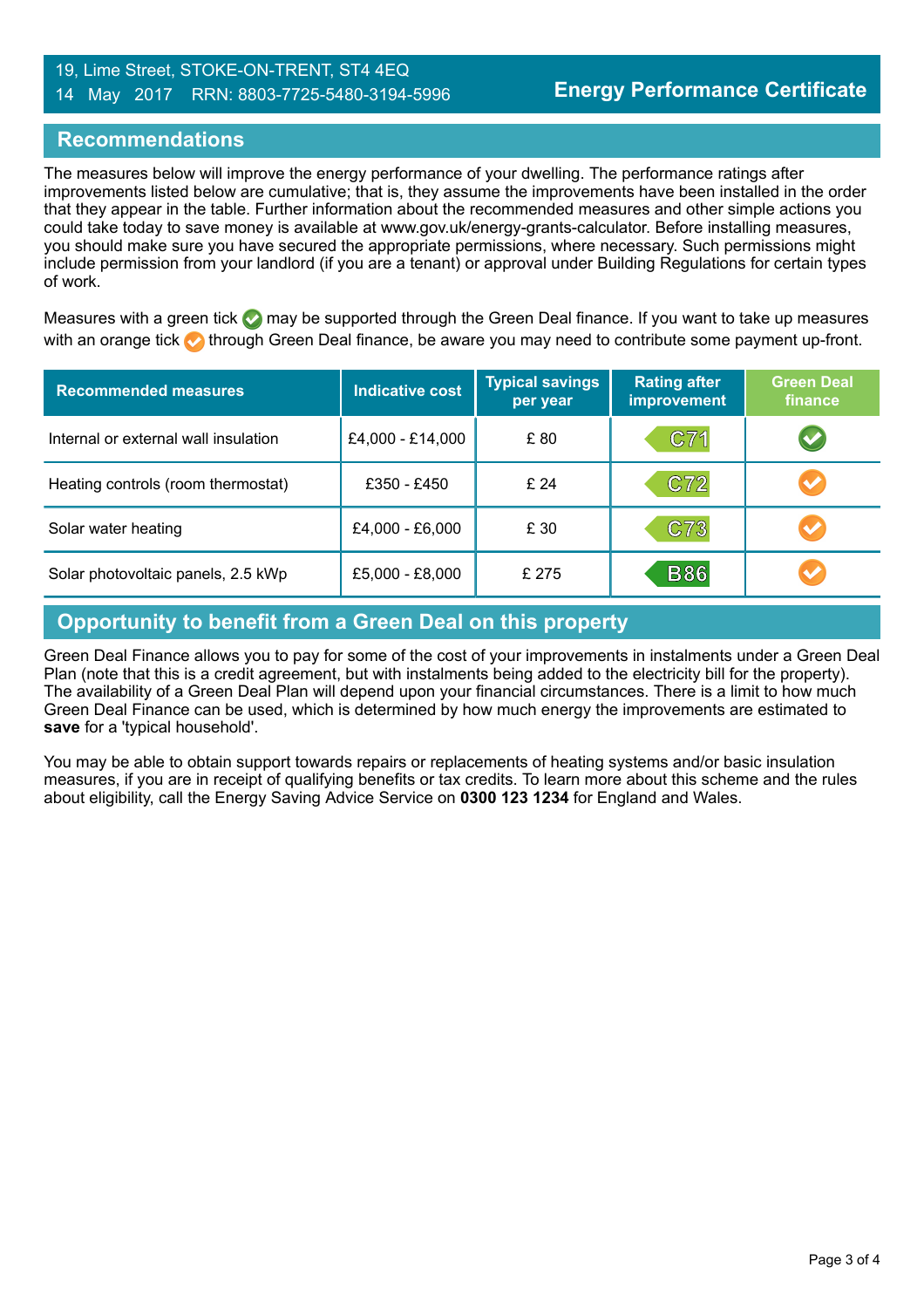19, Lime Street, STOKE-ON-TRENT, ST4 4EQ
14 May 2017 RRN: 8803-7725-5480-3194-5996

## Energy Performance Certificate

## Recommendations

The measures below will improve the energy performance of your dwelling. The performance ratings after improvements listed below are cumulative; that is, they assume the improvements have been installed in the order that they appear in the table. Further information about the recommended measures and other simple actions you could take today to save money is available at www.gov.uk/energy-grants-calculator. Before installing measures, you should make sure you have secured the appropriate permissions, where necessary. Such permissions might include permission from your landlord (if you are a tenant) or approval under Building Regulations for certain types of work.

Measures with a green tick ✔ may be supported through the Green Deal finance. If you want to take up measures with an orange tick ✔ through Green Deal finance, be aware you may need to contribute some payment up-front.

| Recommended measures | Indicative cost | Typical savings per year | Rating after improvement | Green Deal finance |
|---|---|---|---|---|
| Internal or external wall insulation | £4,000 - £14,000 | £ 80 | C71 | ✔ (green) |
| Heating controls (room thermostat) | £350 - £450 | £ 24 | C72 | ✔ (orange) |
| Solar water heating | £4,000 - £6,000 | £ 30 | C73 | ✔ (orange) |
| Solar photovoltaic panels, 2.5 kWp | £5,000 - £8,000 | £ 275 | B86 | ✔ (orange) |

## Opportunity to benefit from a Green Deal on this property

Green Deal Finance allows you to pay for some of the cost of your improvements in instalments under a Green Deal Plan (note that this is a credit agreement, but with instalments being added to the electricity bill for the property). The availability of a Green Deal Plan will depend upon your financial circumstances. There is a limit to how much Green Deal Finance can be used, which is determined by how much energy the improvements are estimated to **save** for a 'typical household'.

You may be able to obtain support towards repairs or replacements of heating systems and/or basic insulation measures, if you are in receipt of qualifying benefits or tax credits. To learn more about this scheme and the rules about eligibility, call the Energy Saving Advice Service on **0300 123 1234** for England and Wales.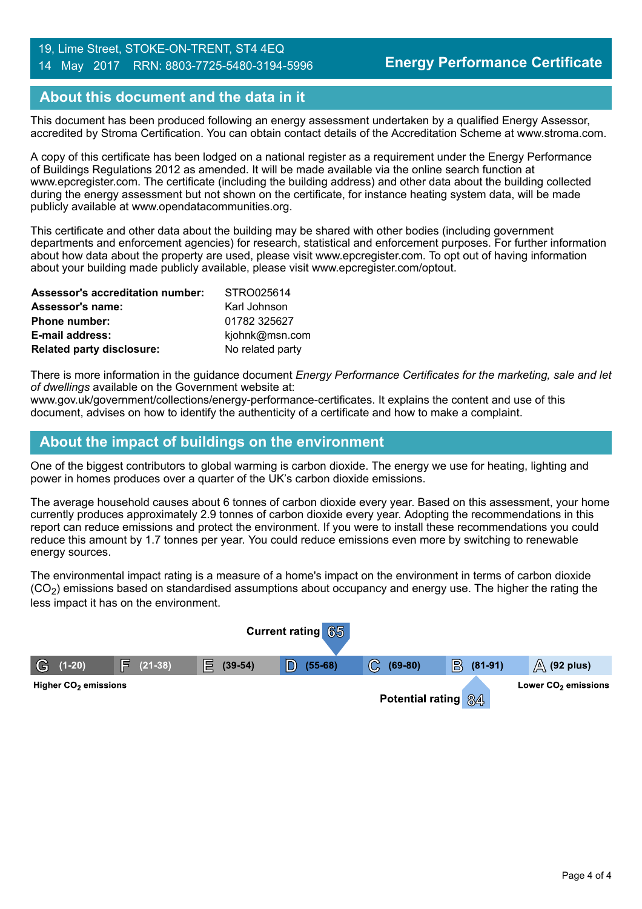19, Lime Street, STOKE-ON-TRENT, ST4 4EQ
14 May 2017 RRN: 8803-7725-5480-3194-5996

# Energy Performance Certificate

## About this document and the data in it

This document has been produced following an energy assessment undertaken by a qualified Energy Assessor, accredited by Stroma Certification. You can obtain contact details of the Accreditation Scheme at www.stroma.com.

A copy of this certificate has been lodged on a national register as a requirement under the Energy Performance of Buildings Regulations 2012 as amended. It will be made available via the online search function at www.epcregister.com. The certificate (including the building address) and other data about the building collected during the energy assessment but not shown on the certificate, for instance heating system data, will be made publicly available at www.opendatacommunities.org.

This certificate and other data about the building may be shared with other bodies (including government departments and enforcement agencies) for research, statistical and enforcement purposes. For further information about how data about the property are used, please visit www.epcregister.com. To opt out of having information about your building made publicly available, please visit www.epcregister.com/optout.

| | |
|---|---|
| **Assessor's accreditation number:** | STRO025614 |
| **Assessor's name:** | Karl Johnson |
| **Phone number:** | 01782 325627 |
| **E-mail address:** | kjohnk@msn.com |
| **Related party disclosure:** | No related party |

There is more information in the guidance document *Energy Performance Certificates for the marketing, sale and let of dwellings* available on the Government website at: www.gov.uk/government/collections/energy-performance-certificates. It explains the content and use of this document, advises on how to identify the authenticity of a certificate and how to make a complaint.

## About the impact of buildings on the environment

One of the biggest contributors to global warming is carbon dioxide. The energy we use for heating, lighting and power in homes produces over a quarter of the UK's carbon dioxide emissions.

The average household causes about 6 tonnes of carbon dioxide every year. Based on this assessment, your home currently produces approximately 2.9 tonnes of carbon dioxide every year. Adopting the recommendations in this report can reduce emissions and protect the environment. If you were to install these recommendations you could reduce this amount by 1.7 tonnes per year. You could reduce emissions even more by switching to renewable energy sources.

The environmental impact rating is a measure of a home's impact on the environment in terms of carbon dioxide ($CO_2$) emissions based on standardised assumptions about occupancy and energy use. The higher the rating the less impact it has on the environment.

Current rating 65

G (1-20)
F (21-38)
E (39-54)
D (55-68)
C (69-80)
B (81-91)
A (92 plus)

Higher $CO_2$ emissions
Lower $CO_2$ emissions

Potential rating 84